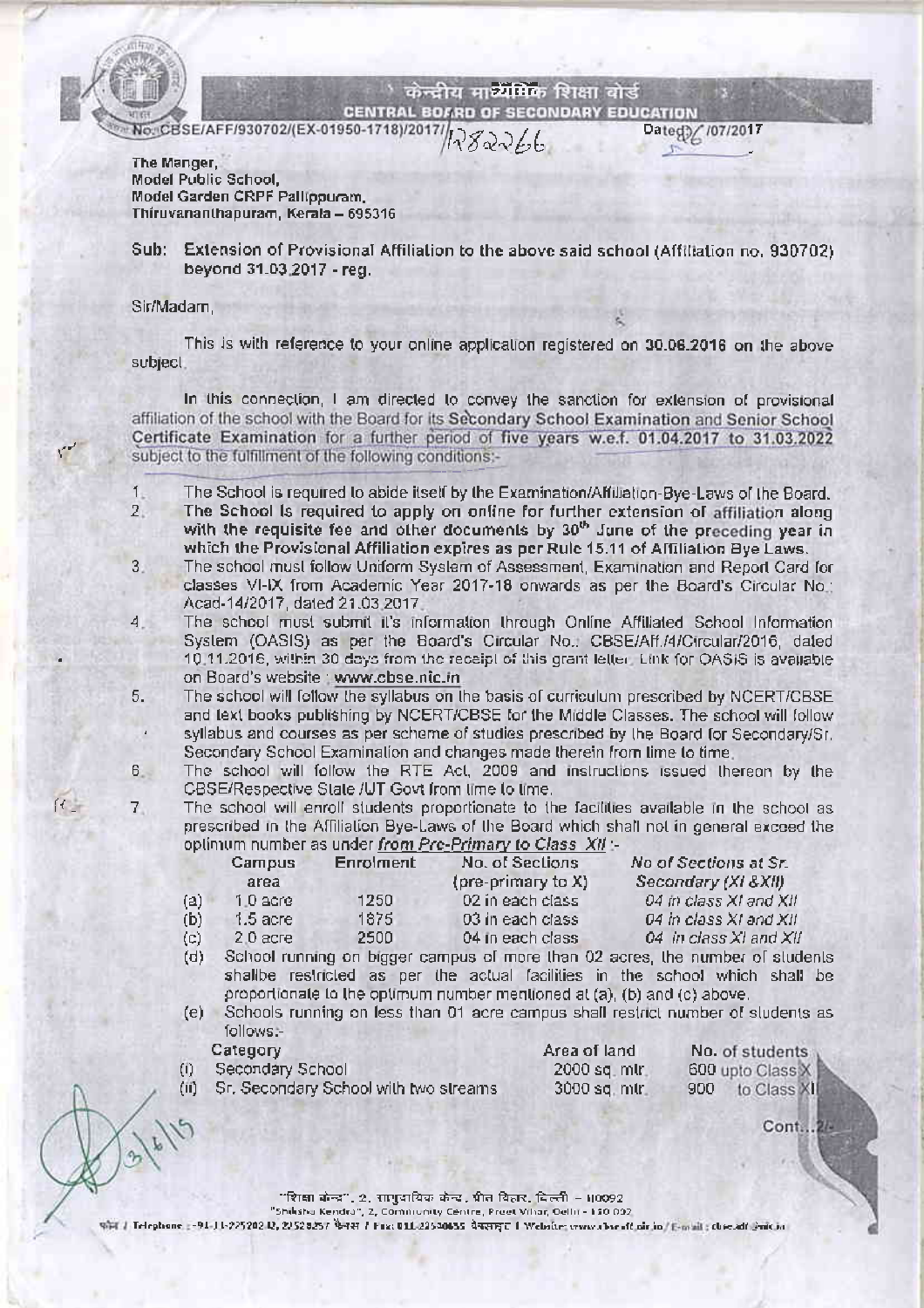केन्द्रीय माध्यमिक शिक्षा बोर्ड

**CENTRAL BOARD OF SECONDARY EDUCATION**

No. CBSE/AFF/930702/(EX-01950-1718)/2017/1282266 Dated 26/07/2017

The Manger,
Model Public School,
Model Garden CRPF Pallippuram,
Thiruvananthapuram, Kerala – 695316

Sub: Extension of Provisional Affiliation to the above said school (Affiliation no. 930702) beyond 31.03.2017 - reg.

Sir/Madam,

This is with reference to your online application registered on 30.06.2016 on the above subject.

In this connection, I am directed to convey the sanction for extension of provisional affiliation of the school with the Board for its Secondary School Examination and Senior School Certificate Examination for a further period of five years w.e.f. 01.04.2017 to 31.03.2022 subject to the fulfillment of the following conditions:-

1. The School is required to abide itself by the Examination/Affiliation-Bye-Laws of the Board.
2. **The School is required to apply on online for further extension of affiliation along with the requisite fee and other documents by 30th June of the preceding year in which the Provisional Affiliation expires as per Rule 15.11 of Affiliation Bye Laws.**
3. The school must follow Uniform System of Assessment, Examination and Report Card for classes VI-IX from Academic Year 2017-18 onwards as per the Board's Circular No.: Acad-14/2017, dated 21.03.2017.
4. The school must submit it's information through Online Affiliated School Information System (OASIS) as per the Board's Circular No.: CBSE/Aff./4/Circular/2016, dated 10.11.2016, within 30 days from the receipt of this grant letter. Link for OASIS is available on Board's website : **www.cbse.nic.in**
5. The school will follow the syllabus on the basis of curriculum prescribed by NCERT/CBSE and text books publishing by NCERT/CBSE for the Middle Classes. The school will follow syllabus and courses as per scheme of studies prescribed by the Board for Secondary/Sr. Secondary School Examination and changes made therein from time to time.
6. The school will follow the RTE Act, 2009 and instructions issued thereon by the CBSE/Respective State /UT Govt from time to time.
7. The school will enroll students proportionate to the facilities available in the school as prescribed in the Affiliation Bye-Laws of the Board which shall not in general exceed the optimum number as under ***from Pre-Primary to Class XII*** :-

| | Campus area | Enrolment | No. of Sections (pre-primary to X) | *No of Sections at Sr. Secondary (XI &XII)* |
|---|---|---|---|---|
| (a) | 1.0 acre | 1250 | 02 in each class | *04 in class XI and XII* |
| (b) | 1.5 acre | 1875 | 03 in each class | *04 in class XI and XII* |
| (c) | 2.0 acre | 2500 | 04 in each class | *04 in class XI and XII* |

(d) School running on bigger campus of more than 02 acres, the number of students shallbe restricted as per the actual facilities in the school which shall be proportionate to the optimum number mentioned at (a), (b) and (c) above.

(e) Schools running on less than 01 acre campus shall restrict number of students as follows:-

| | Category | Area of land | No. of students |
|---|---|---|---|
| (i) | Secondary School | 2000 sq. mtr. | 600 upto Class X |
| (ii) | Sr. Secondary School with two streams | 3000 sq. mtr. | 900 to Class XII |

Cont...2/-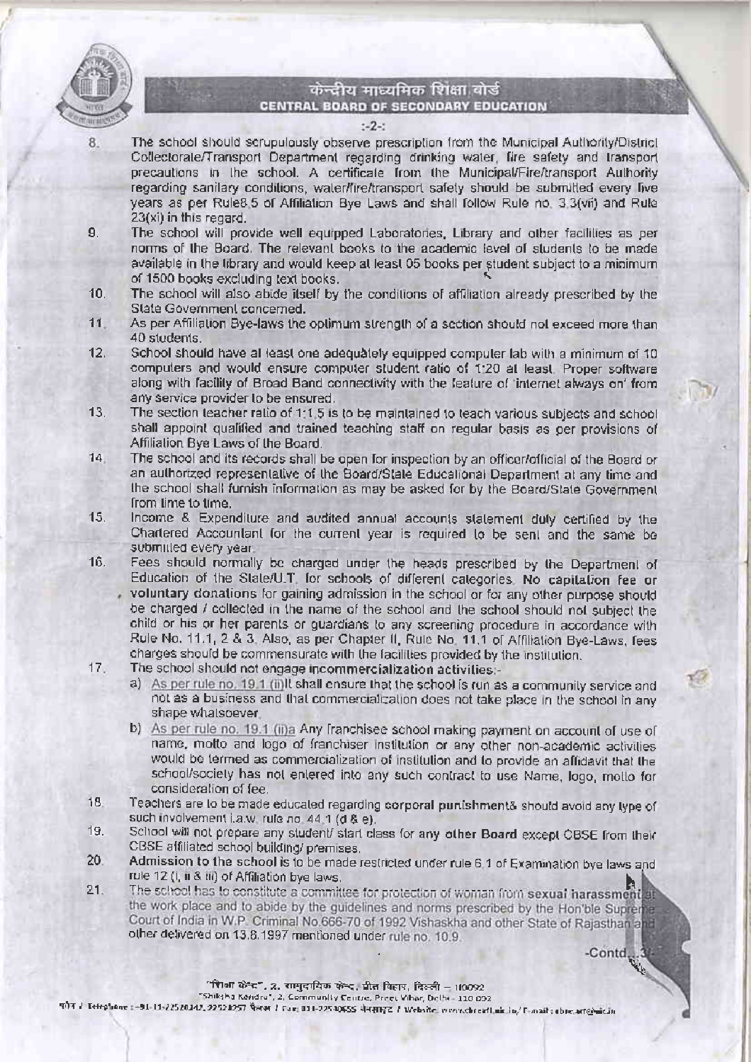8. The school should scrupulously observe prescription from the Municipal Authority/District Collectorate/Transport Department regarding drinking water, fire safety and transport precautions in the school. A certificate from the Municipal/Fire/transport Authority regarding sanitary conditions, water/fire/transport safety should be submitted every five years as per Rule8.5 of Affiliation Bye Laws and shall follow Rule no. 3.3(vii) and Rule 23(xi) in this regard.
9. The school will provide well equipped Laboratories, Library and other facilities as per norms of the Board. The relevant books to the academic level of students to be made available in the library and would keep at least 05 books per student subject to a minimum of 1500 books excluding text books.
10. The school will also abide itself by the conditions of affiliation already prescribed by the State Government concerned.
11. As per Affiliation Bye-laws the optimum strength of a section should not exceed more than 40 students.
12. School should have at least one adequately equipped computer lab with a minimum of 10 computers and would ensure computer student ratio of 1:20 at least. Proper software along with facility of Broad Band connectivity with the feature of 'internet always on' from any service provider to be ensured.
13. The section teacher ratio of 1:1.5 is to be maintained to teach various subjects and school shall appoint qualified and trained teaching staff on regular basis as per provisions of Affiliation Bye Laws of the Board.
14. The school and its records shall be open for inspection by an officer/official of the Board or an authorized representative of the Board/State Educational Department at any time and the school shall furnish information as may be asked for by the Board/State Government from time to time.
15. Income & Expenditure and audited annual accounts statement duly certified by the Chartered Accountant for the current year is required to be sent and the same be submitted every year.
16. Fees should normally be charged under the heads prescribed by the Department of Education of the State/U.T. for schools of different categories. **No capitation fee or voluntary donations** for gaining admission in the school or for any other purpose should be charged / collected in the name of the school and the school should not subject the child or his or her parents or guardians to any screening procedure in accordance with Rule No. 11.1, 2 & 3. Also, as per Chapter II, Rule No. 11.1 of Affiliation Bye-Laws, fees charges should be commensurate with the facilities provided by the institution.
17. The school should not engage **incommercialization activities**:-
    a) As per rule no. 19.1 (ii)It shall ensure that the school is run as a community service and not as a business and that commercialization does not take place in the school in any shape whatsoever.
    b) As per rule no. 19.1 (ii)a Any franchisee school making payment on account of use of name, motto and logo of franchiser institution or any other non-academic activities would be termed as commercialization of institution and to provide an affidavit that the school/society has not entered into any such contract to use Name, logo, motto for consideration of fee.
18. Teachers are to be made educated regarding **corporal punishment**& should avoid any type of such involvement i.a.w. rule no. 44.1 (d & e).
19. School will not prepare any student/ start class for **any other Board** except CBSE from their CBSE affiliated school building/ premises.
20. **Admission to the school** is to be made restricted under rule 6.1 of Examination bye laws and rule 12 (i, ii & iii) of Affiliation bye laws.
21. The school has to constitute a committee for protection of woman from **sexual harassment** at the work place and to abide by the guidelines and norms prescribed by the Hon'ble Supreme Court of India in W.P. Criminal No.666-70 of 1992 Vishaskha and other State of Rajasthan and other delivered on 13.8.1997 mentioned under rule no. 10.9.

-Contd...3/-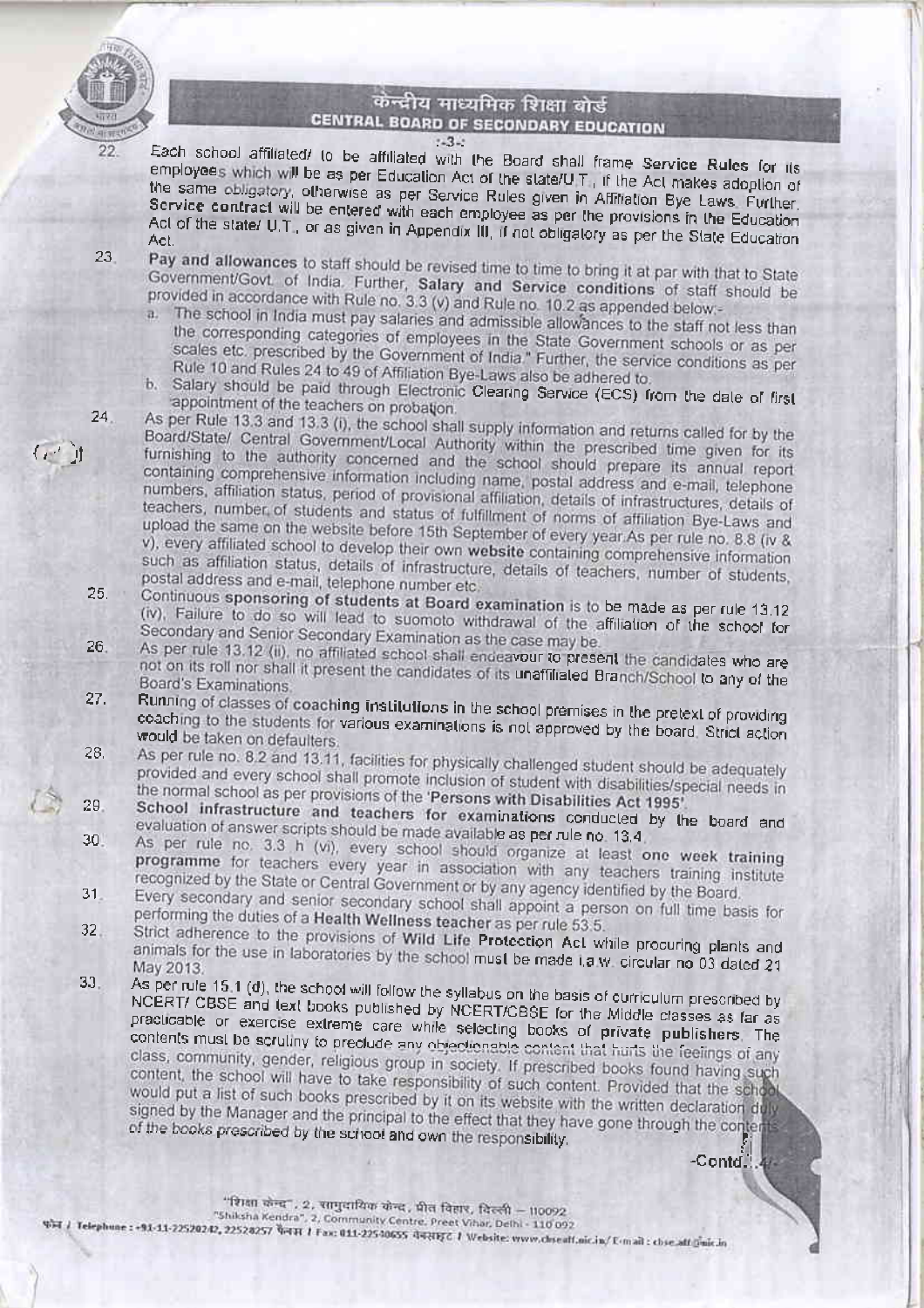22. Each school affiliated/ to be affiliated with the Board shall frame **Service Rules** for its employees which will be as per Education Act of the state/U.T., if the Act makes adoption of the same obligatory, otherwise as per Service Rules given in Affiliation Bye Laws. Further, **Service contract** will be entered with each employee as per the provisions in the Education Act of the state/ U.T., or as given in Appendix III, if not obligatory as per the State Education Act.

23. **Pay and allowances** to staff should be revised time to time to bring it at par with that to State Government/Govt. of India. Further, **Salary and Service conditions** of staff should be provided in accordance with Rule no. 3.3 (v) and Rule no. 10.2 as appended below:-
    a. The school in India must pay salaries and admissible allowances to the staff not less than the corresponding categories of employees in the State Government schools or as per scales etc. prescribed by the Government of India." Further, the service conditions as per Rule 10 and Rules 24 to 49 of Affiliation Bye-Laws also be adhered to.
    b. Salary should be paid through Electronic Clearing Service (ECS) from the date of first appointment of the teachers on probation.

24. As per Rule 13.3 and 13.3 (i), the school shall supply information and returns called for by the Board/State/ Central Government/Local Authority within the prescribed time given for its furnishing to the authority concerned and the school should prepare its annual report containing comprehensive information including name, postal address and e-mail, telephone numbers, affiliation status, period of provisional affiliation, details of infrastructures, details of teachers, number of students and status of fulfillment of norms of affiliation Bye-Laws and upload the same on the website before 15th September of every year.As per rule no. 8.8 (iv & v), every affiliated school to develop their own **website** containing comprehensive information such as affiliation status, details of infrastructure, details of teachers, number of students, postal address and e-mail, telephone number etc.

25. Continuous **sponsoring of students at Board examination** is to be made as per rule 13.12 (iv). Failure to do so will lead to suomoto withdrawal of the affiliation of the school for Secondary and Senior Secondary Examination as the case may be.

26. As per rule 13.12 (ii), no affiliated school shall endeavour to present the candidates who are not on its roll nor shall it present the candidates of its unaffiliated Branch/School to any of the Board's Examinations.

27. Running of classes of **coaching institutions** in the school premises in the pretext of providing coaching to the students for various examinations is not approved by the board. Strict action would be taken on defaulters.

28. As per rule no. 8.2 and 13.11, facilities for physically challenged student should be adequately provided and every school shall promote inclusion of student with disabilities/special needs in the normal school as per provisions of the **'Persons with Disabilities Act 1995'**.

29. **School infrastructure and teachers for examinations** conducted by the board and evaluation of answer scripts should be made available as per rule no. 13.4.

30. As per rule no. 3.3 h (vi), every school should organize at least **one week training programme** for teachers every year in association with any teachers training institute recognized by the State or Central Government or by any agency identified by the Board.

31. Every secondary and senior secondary school shall appoint a person on full time basis for performing the duties of a **Health Wellness teacher** as per rule 53.5.

32. Strict adherence to the provisions of **Wild Life Protection Act** while procuring plants and animals for the use in laboratories by the school must be made i.a.w. circular no 03 dated 21 May 2013.

33. As per rule 15.1 (d), the school will follow the syllabus on the basis of curriculum prescribed by NCERT/ CBSE and text books published by NCERT/CBSE for the Middle classes as far as practicable or exercise extreme care while selecting books of **private publishers**. The contents must be scrutiny to preclude any objectionable content that hurts the feelings of any class, community, gender, religious group in society. If prescribed books found having such content, the school will have to take responsibility of such content. Provided that the school would put a list of such books prescribed by it on its website with the written declaration duly signed by the Manager and the principal to the effect that they have gone through the contents of the books prescribed by the school and own the responsibility.

-Contd...4/-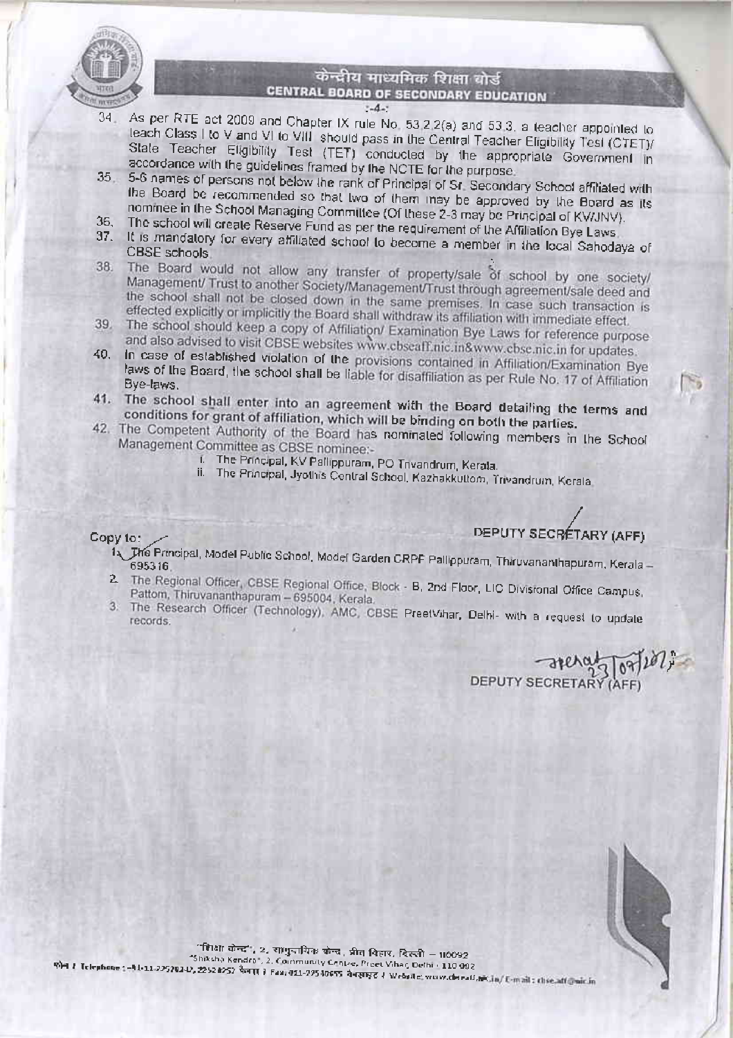# केन्द्रीय माध्यमिक शिक्षा बोर्ड
# CENTRAL BOARD OF SECONDARY EDUCATION

34. As per RTE act 2009 and Chapter IX rule No. 53.2.2(a) and 53.3, a teacher appointed to teach Class I to V and VI to VIII should pass in the Central Teacher Eligibility Test (CTET)/ State Teacher Eligibility Test (TET) conducted by the appropriate Government in accordance with the guidelines framed by the NCTE for the purpose.
35. 5-6 names of persons not below the rank of Principal of Sr. Secondary School affiliated with the Board be recommended so that two of them may be approved by the Board as its nominee in the School Managing Committee (Of these 2-3 may be Principal of KV/JNV).
36. The school will create Reserve Fund as per the requirement of the Affiliation Bye Laws.
37. It is mandatory for every affiliated school to become a member in the local Sahodaya of CBSE schools.
38. The Board would not allow any transfer of property/sale of school by one society/ Management/ Trust to another Society/Management/Trust through agreement/sale deed and the school shall not be closed down in the same premises. In case such transaction is effected explicitly or implicitly the Board shall withdraw its affiliation with immediate effect.
39. The school should keep a copy of Affiliation/ Examination Bye Laws for reference purpose and also advised to visit CBSE websites www.cbseaff.nic.in&www.cbse.nic.in for updates.
40. In case of established violation of the provisions contained in Affiliation/Examination Bye laws of the Board, the school shall be liable for disaffiliation as per Rule No. 17 of Affiliation Bye-laws.
41. **The school shall enter into an agreement with the Board detailing the terms and conditions for grant of affiliation, which will be binding on both the parties.**
42. The Competent Authority of the Board has nominated following members in the School Management Committee as CBSE nominee:-
    i. The Principal, KV Pallippuram, PO Trivandrum, Kerala.
    ii. The Principal, Jyothis Central School, Kazhakkuttom, Trivandrum, Kerala.

DEPUTY SECRETARY (AFF)

Copy to:

1. The Principal, Model Public School, Model Garden CRPF Pallippuram, Thiruvananthapuram, Kerala – 695316.
2. The Regional Officer, CBSE Regional Office, Block - B, 2nd Floor, LIC Divisional Office Campus, Pattom, Thiruvananthapuram – 695004, Kerala.
3. The Research Officer (Technology), AMC, CBSE PreetVihar, Delhi- with a request to update records.

23/07/2017

DEPUTY SECRETARY (AFF)

"शिक्षा केन्द्र", 2, सामुदायिक केन्द्र, प्रीत विहार, दिल्ली – 110092
"Shiksha Kendra", 2, Community Centre, Preet Vihar, Delhi - 110 092
फोन / Telephone : -91-11-22509267, 22524752 फैक्स / Fax: 011-22514695 वेबसाइट / Website: www.cbseaff.nic.in / E-mail : cbse.aff@nic.in